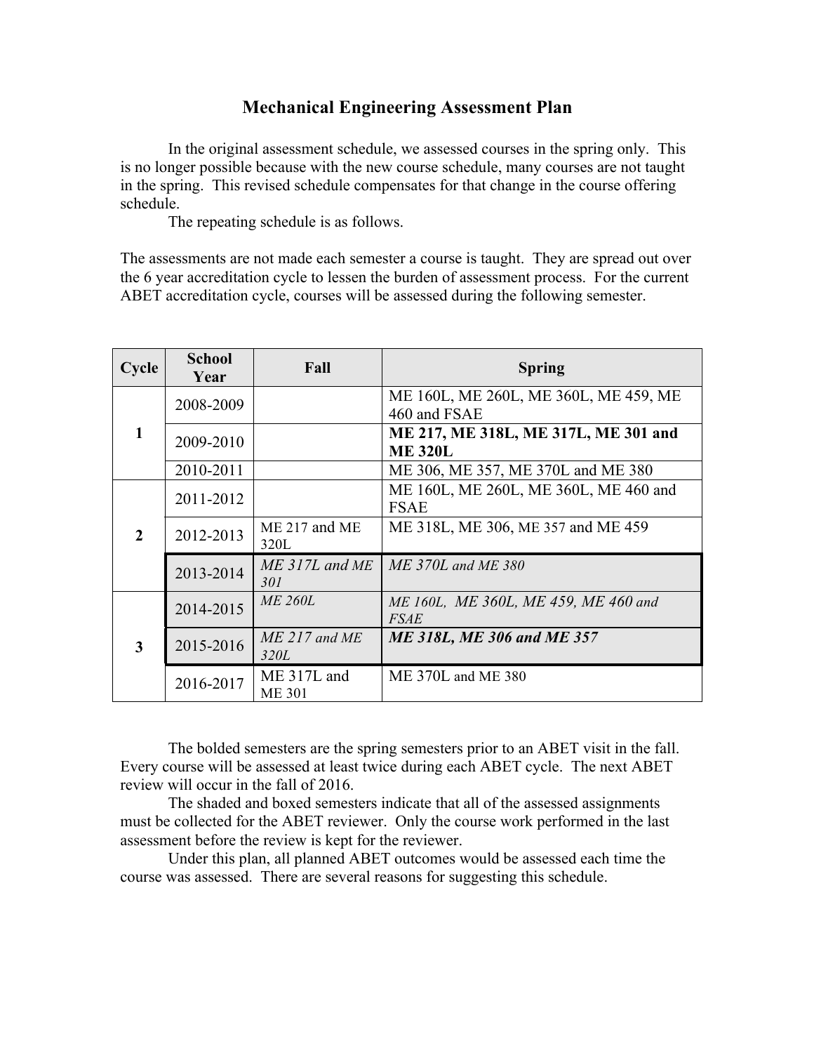# Mechanical Engineering Assessment Plan

In the original assessment schedule, we assessed courses in the spring only. This is no longer possible because with the new course schedule, many courses are not taught in the spring. This revised schedule compensates for that change in the course offering schedule.

The repeating schedule is as follows.

The assessments are not made each semester a course is taught. They are spread out over the 6 year accreditation cycle to lessen the burden of assessment process. For the current ABET accreditation cycle, courses will be assessed during the following semester.

| Cycle | School Year | Fall | Spring |
|---|---|---|---|
| 1 | 2008-2009 | | ME 160L, ME 260L, ME 360L, ME 459, ME 460 and FSAE |
| | 2009-2010 | | **ME 217, ME 318L, ME 317L, ME 301 and ME 320L** |
| | 2010-2011 | | ME 306, ME 357, ME 370L and ME 380 |
| 2 | 2011-2012 | | ME 160L, ME 260L, ME 360L, ME 460 and FSAE |
| | 2012-2013 | ME 217 and ME 320L | ME 318L, ME 306, ME 357 and ME 459 |
| | 2013-2014 | *ME 317L and ME 301* | *ME 370L and ME 380* |
| 3 | 2014-2015 | *ME 260L* | *ME 160L, ME 360L, ME 459, ME 460 and FSAE* |
| | 2015-2016 | *ME 217 and ME 320L* | ***ME 318L, ME 306 and ME 357*** |
| | 2016-2017 | ME 317L and ME 301 | ME 370L and ME 380 |

The bolded semesters are the spring semesters prior to an ABET visit in the fall. Every course will be assessed at least twice during each ABET cycle. The next ABET review will occur in the fall of 2016.

The shaded and boxed semesters indicate that all of the assessed assignments must be collected for the ABET reviewer. Only the course work performed in the last assessment before the review is kept for the reviewer.

Under this plan, all planned ABET outcomes would be assessed each time the course was assessed. There are several reasons for suggesting this schedule.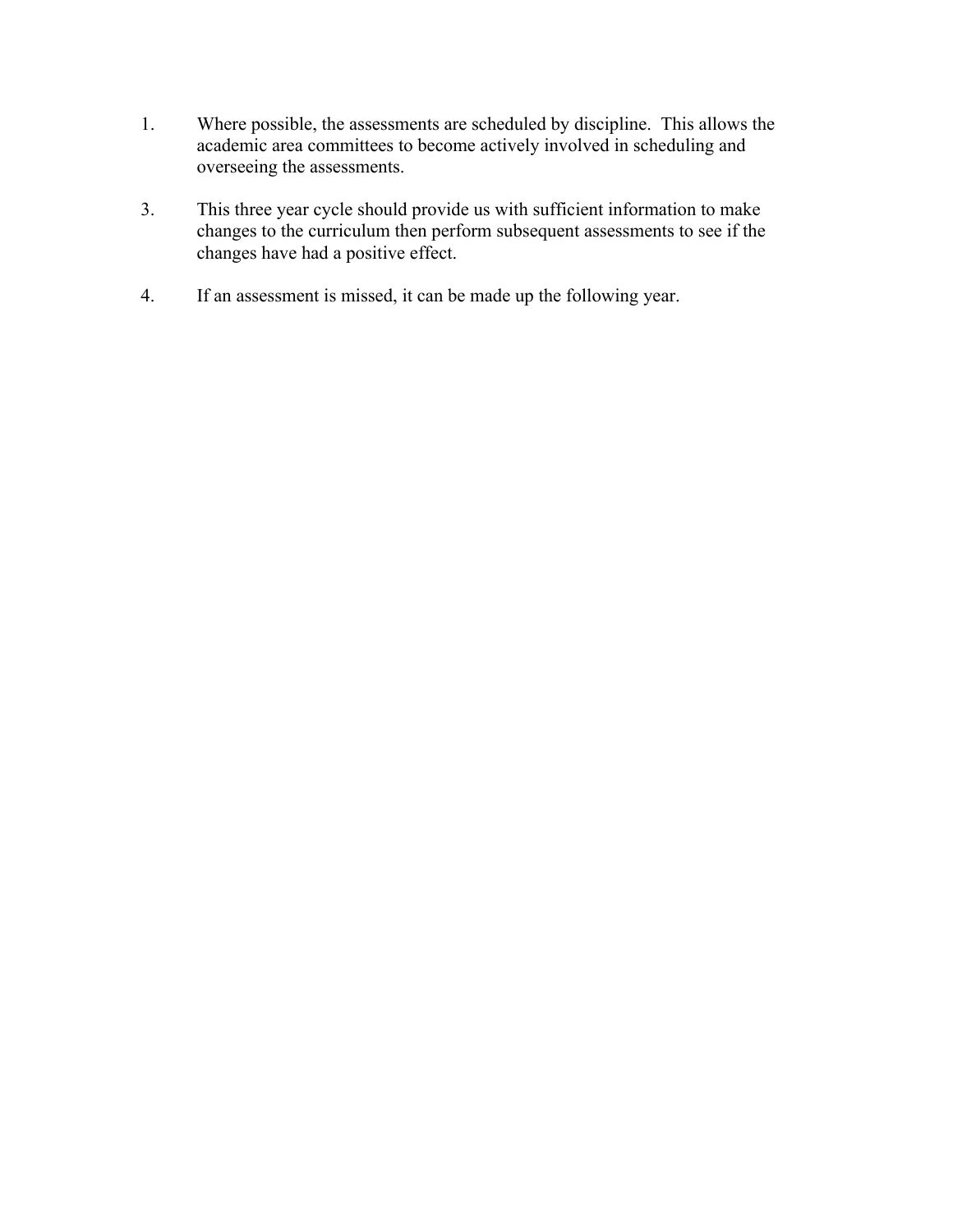1. Where possible, the assessments are scheduled by discipline. This allows the academic area committees to become actively involved in scheduling and overseeing the assessments.

3. This three year cycle should provide us with sufficient information to make changes to the curriculum then perform subsequent assessments to see if the changes have had a positive effect.

4. If an assessment is missed, it can be made up the following year.